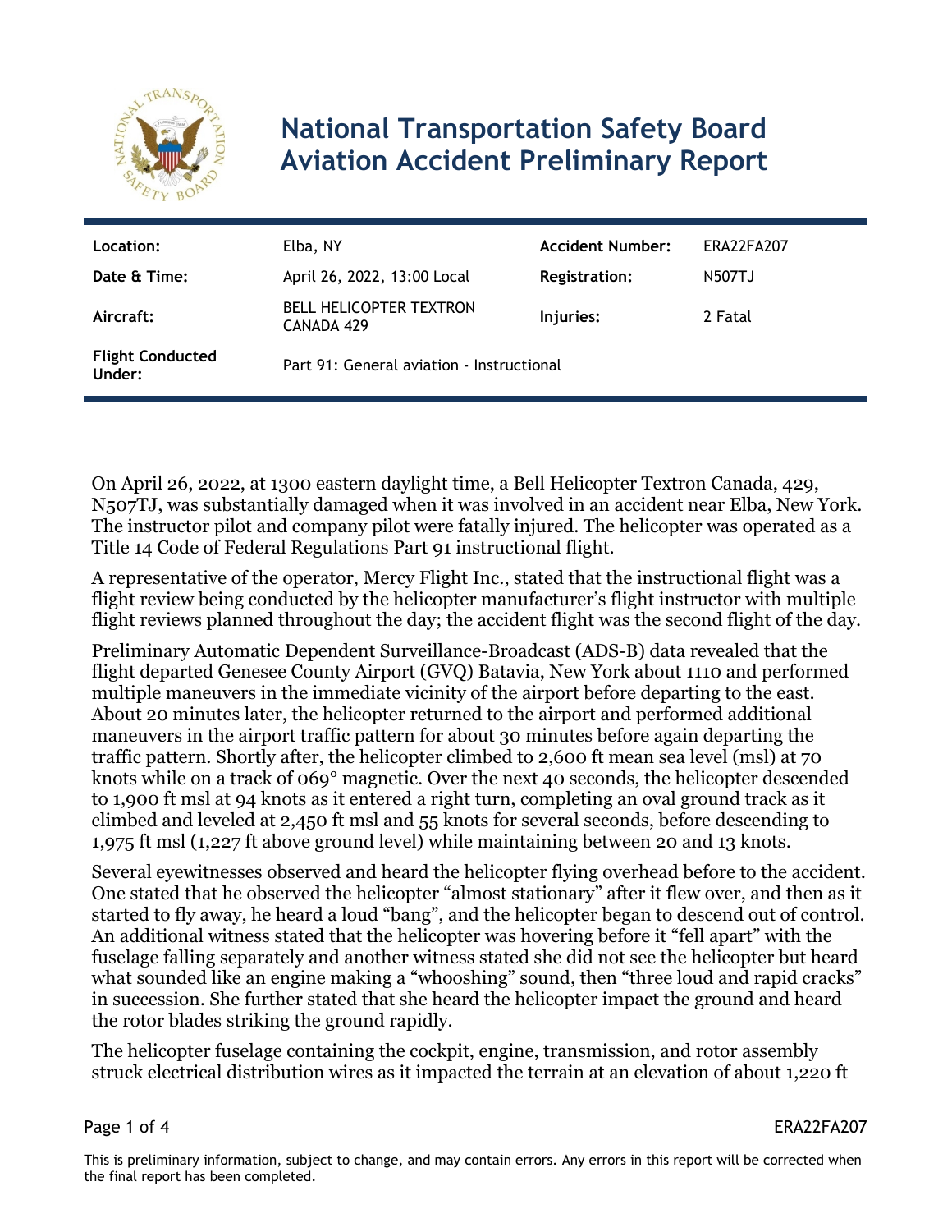# National Transportation Safety Board Aviation Accident Preliminary Report

| | | | |
|---|---|---|---|
| **Location:** | Elba, NY | **Accident Number:** | ERA22FA207 |
| **Date & Time:** | April 26, 2022, 13:00 Local | **Registration:** | N507TJ |
| **Aircraft:** | BELL HELICOPTER TEXTRON CANADA 429 | **Injuries:** | 2 Fatal |
| **Flight Conducted Under:** | Part 91: General aviation - Instructional | | |

On April 26, 2022, at 1300 eastern daylight time, a Bell Helicopter Textron Canada, 429, N507TJ, was substantially damaged when it was involved in an accident near Elba, New York. The instructor pilot and company pilot were fatally injured. The helicopter was operated as a Title 14 Code of Federal Regulations Part 91 instructional flight.

A representative of the operator, Mercy Flight Inc., stated that the instructional flight was a flight review being conducted by the helicopter manufacturer's flight instructor with multiple flight reviews planned throughout the day; the accident flight was the second flight of the day.

Preliminary Automatic Dependent Surveillance-Broadcast (ADS-B) data revealed that the flight departed Genesee County Airport (GVQ) Batavia, New York about 1110 and performed multiple maneuvers in the immediate vicinity of the airport before departing to the east. About 20 minutes later, the helicopter returned to the airport and performed additional maneuvers in the airport traffic pattern for about 30 minutes before again departing the traffic pattern. Shortly after, the helicopter climbed to 2,600 ft mean sea level (msl) at 70 knots while on a track of 069° magnetic. Over the next 40 seconds, the helicopter descended to 1,900 ft msl at 94 knots as it entered a right turn, completing an oval ground track as it climbed and leveled at 2,450 ft msl and 55 knots for several seconds, before descending to 1,975 ft msl (1,227 ft above ground level) while maintaining between 20 and 13 knots.

Several eyewitnesses observed and heard the helicopter flying overhead before to the accident. One stated that he observed the helicopter "almost stationary" after it flew over, and then as it started to fly away, he heard a loud "bang", and the helicopter began to descend out of control. An additional witness stated that the helicopter was hovering before it "fell apart" with the fuselage falling separately and another witness stated she did not see the helicopter but heard what sounded like an engine making a "whooshing" sound, then "three loud and rapid cracks" in succession. She further stated that she heard the helicopter impact the ground and heard the rotor blades striking the ground rapidly.

The helicopter fuselage containing the cockpit, engine, transmission, and rotor assembly struck electrical distribution wires as it impacted the terrain at an elevation of about 1,220 ft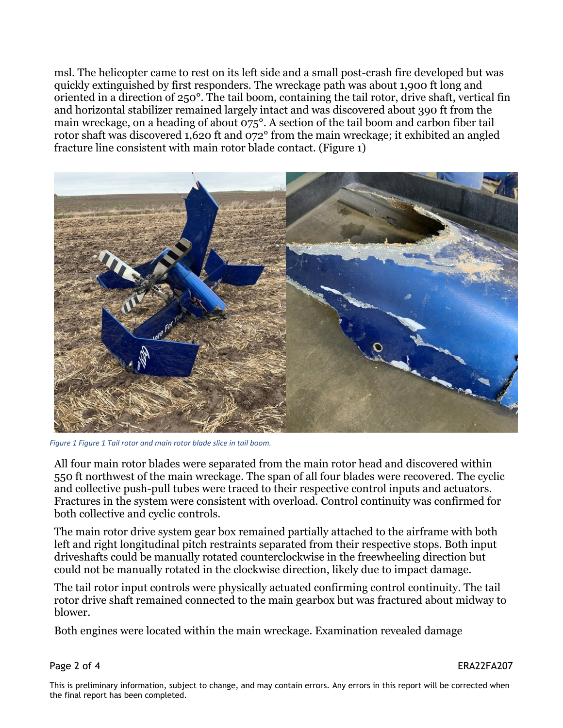msl. The helicopter came to rest on its left side and a small post-crash fire developed but was quickly extinguished by first responders. The wreckage path was about 1,900 ft long and oriented in a direction of 250°. The tail boom, containing the tail rotor, drive shaft, vertical fin and horizontal stabilizer remained largely intact and was discovered about 390 ft from the main wreckage, on a heading of about 075°. A section of the tail boom and carbon fiber tail rotor shaft was discovered 1,620 ft and 072° from the main wreckage; it exhibited an angled fracture line consistent with main rotor blade contact. (Figure 1)

*Figure 1 Figure 1 Tail rotor and main rotor blade slice in tail boom.*

All four main rotor blades were separated from the main rotor head and discovered within 550 ft northwest of the main wreckage. The span of all four blades were recovered. The cyclic and collective push-pull tubes were traced to their respective control inputs and actuators. Fractures in the system were consistent with overload. Control continuity was confirmed for both collective and cyclic controls.

The main rotor drive system gear box remained partially attached to the airframe with both left and right longitudinal pitch restraints separated from their respective stops. Both input driveshafts could be manually rotated counterclockwise in the freewheeling direction but could not be manually rotated in the clockwise direction, likely due to impact damage.

The tail rotor input controls were physically actuated confirming control continuity. The tail rotor drive shaft remained connected to the main gearbox but was fractured about midway to blower.

Both engines were located within the main wreckage. Examination revealed damage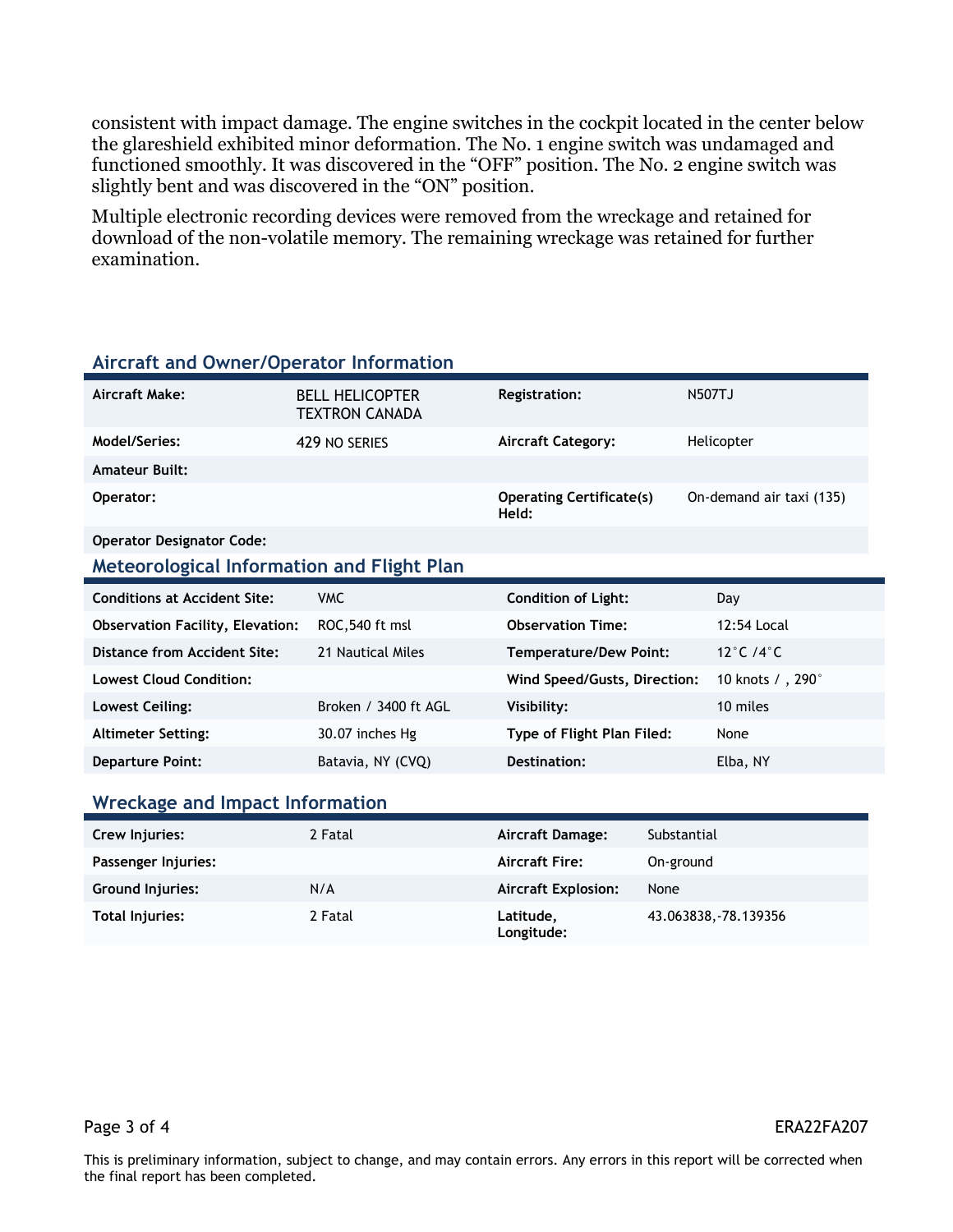consistent with impact damage. The engine switches in the cockpit located in the center below the glareshield exhibited minor deformation. The No. 1 engine switch was undamaged and functioned smoothly. It was discovered in the "OFF" position. The No. 2 engine switch was slightly bent and was discovered in the "ON" position.

Multiple electronic recording devices were removed from the wreckage and retained for download of the non-volatile memory. The remaining wreckage was retained for further examination.

## Aircraft and Owner/Operator Information

| | | | |
|---|---|---|---|
| **Aircraft Make:** | BELL HELICOPTER TEXTRON CANADA | **Registration:** | N507TJ |
| **Model/Series:** | 429 NO SERIES | **Aircraft Category:** | Helicopter |
| **Amateur Built:** | | | |
| **Operator:** | | **Operating Certificate(s) Held:** | On-demand air taxi (135) |
| **Operator Designator Code:** | | | |

## Meteorological Information and Flight Plan

| | | | |
|---|---|---|---|
| **Conditions at Accident Site:** | VMC | **Condition of Light:** | Day |
| **Observation Facility, Elevation:** | ROC,540 ft msl | **Observation Time:** | 12:54 Local |
| **Distance from Accident Site:** | 21 Nautical Miles | **Temperature/Dew Point:** | 12°C /4°C |
| **Lowest Cloud Condition:** | | **Wind Speed/Gusts, Direction:** | 10 knots / , 290° |
| **Lowest Ceiling:** | Broken / 3400 ft AGL | **Visibility:** | 10 miles |
| **Altimeter Setting:** | 30.07 inches Hg | **Type of Flight Plan Filed:** | None |
| **Departure Point:** | Batavia, NY (CVQ) | **Destination:** | Elba, NY |

## Wreckage and Impact Information

| | | | |
|---|---|---|---|
| **Crew Injuries:** | 2 Fatal | **Aircraft Damage:** | Substantial |
| **Passenger Injuries:** | | **Aircraft Fire:** | On-ground |
| **Ground Injuries:** | N/A | **Aircraft Explosion:** | None |
| **Total Injuries:** | 2 Fatal | **Latitude, Longitude:** | 43.063838,-78.139356 |

This is preliminary information, subject to change, and may contain errors. Any errors in this report will be corrected when the final report has been completed.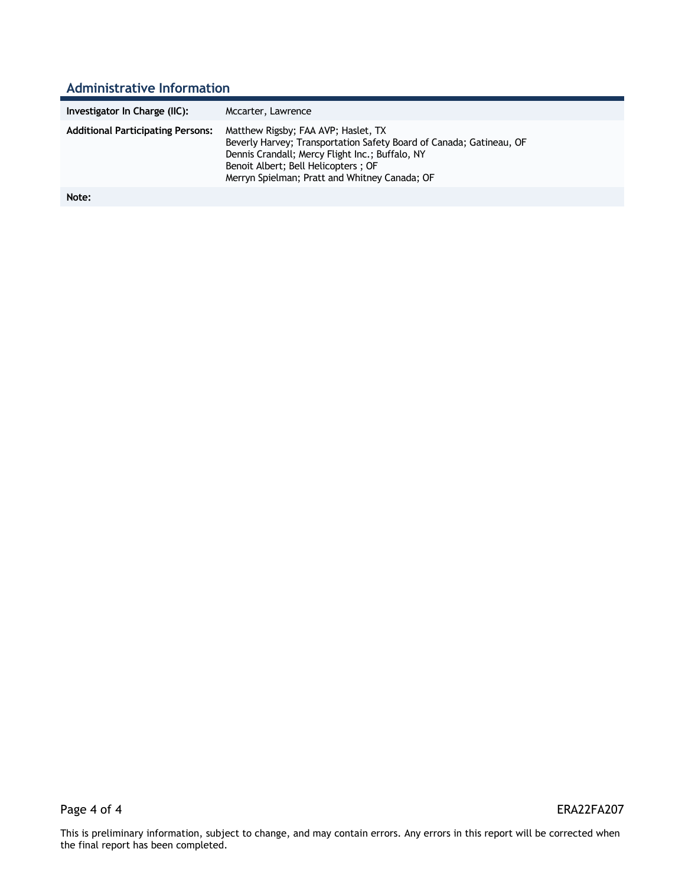## Administrative Information

| | |
|---|---|
| **Investigator In Charge (IIC):** | Mccarter, Lawrence |
| **Additional Participating Persons:** | Matthew Rigsby; FAA AVP; Haslet, TX<br>Beverly Harvey; Transportation Safety Board of Canada; Gatineau, OF<br>Dennis Crandall; Mercy Flight Inc.; Buffalo, NY<br>Benoit Albert; Bell Helicopters ; OF<br>Merryn Spielman; Pratt and Whitney Canada; OF |
| **Note:** | |

This is preliminary information, subject to change, and may contain errors. Any errors in this report will be corrected when the final report has been completed.